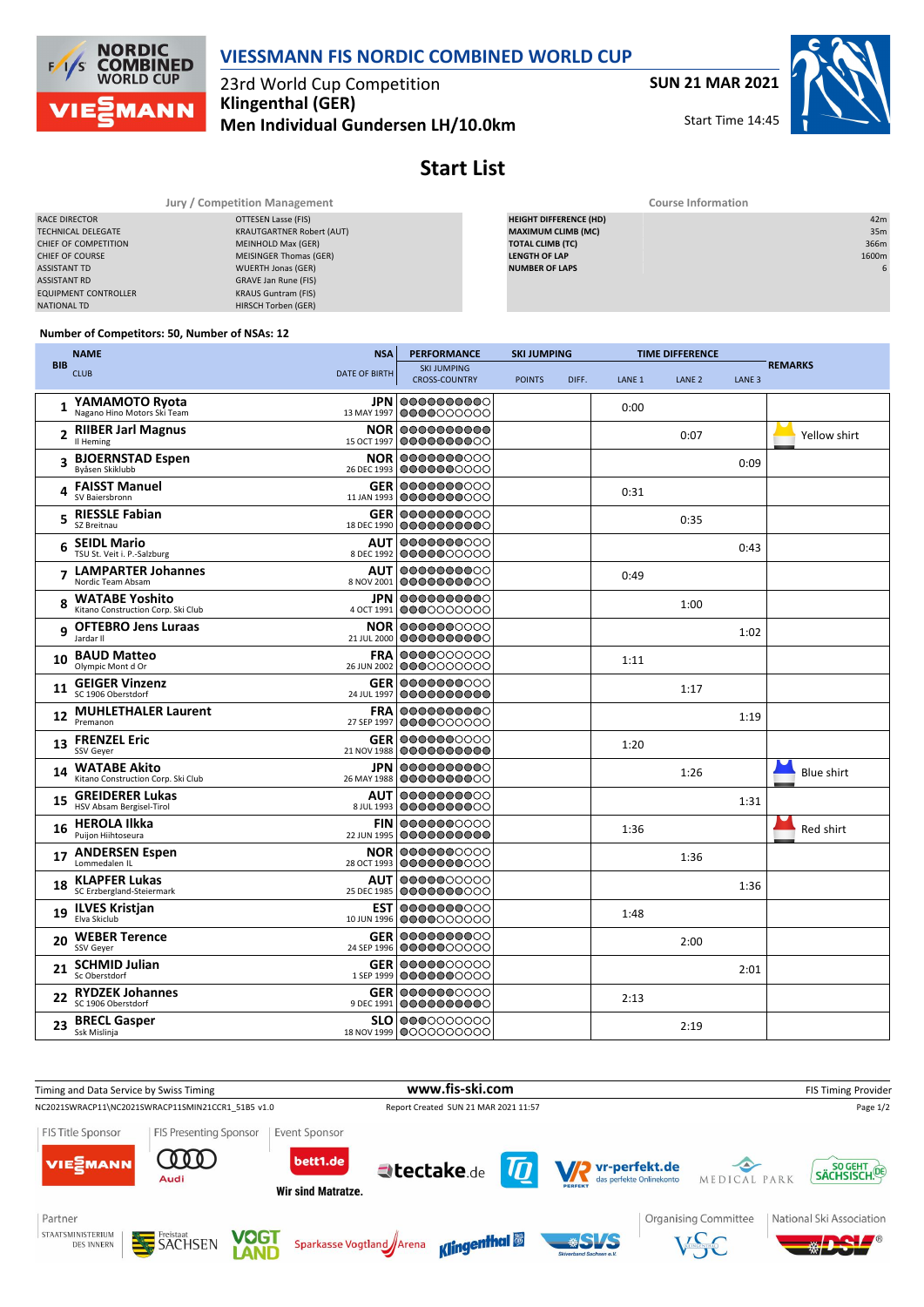# VIESSMANN FIS NORDIC COMBINED WORLD CUP

23rd World Cup Competition
**Klingenthal (GER)**
**Men Individual Gundersen LH/10.0km**

**SUN 21 MAR 2021**
Start Time 14:45

## Start List

| Jury / Competition Management | |
|---|---|
| RACE DIRECTOR | OTTESEN Lasse (FIS) |
| TECHNICAL DELEGATE | KRAUTGARTNER Robert (AUT) |
| CHIEF OF COMPETITION | MEINHOLD Max (GER) |
| CHIEF OF COURSE | MEISINGER Thomas (GER) |
| ASSISTANT TD | WUERTH Jonas (GER) |
| ASSISTANT RD | GRAVE Jan Rune (FIS) |
| EQUIPMENT CONTROLLER | KRAUS Guntram (FIS) |
| NATIONAL TD | HIRSCH Torben (GER) |

| Course Information | |
|---|---|
| HEIGHT DIFFERENCE (HD) | 42m |
| MAXIMUM CLIMB (MC) | 35m |
| TOTAL CLIMB (TC) | 366m |
| LENGTH OF LAP | 1600m |
| NUMBER OF LAPS | 6 |

Number of Competitors: 50, Number of NSAs: 12

| BIB | NAME / CLUB | NSA / DATE OF BIRTH | PERFORMANCE SKI JUMPING / CROSS-COUNTRY | SKI JUMPING POINTS | DIFF. | LANE 1 | LANE 2 | LANE 3 | REMARKS |
|---|---|---|---|---|---|---|---|---|---|
| 1 | YAMAMOTO Ryota<br>Nagano Hino Motors Ski Team | JPN<br>13 MAY 1997 | | | | 0:00 | | | |
| 2 | RIIBER Jarl Magnus<br>Il Heming | NOR<br>15 OCT 1997 | | | | | 0:07 | | Yellow shirt |
| 3 | BJOERNSTAD Espen<br>Byåsen Skiklubb | NOR<br>26 DEC 1993 | | | | | | 0:09 | |
| 4 | FAISST Manuel<br>SV Baiersbronn | GER<br>11 JAN 1993 | | | | 0:31 | | | |
| 5 | RIESSLE Fabian<br>SZ Breitnau | GER<br>18 DEC 1990 | | | | | 0:35 | | |
| 6 | SEIDL Mario<br>TSU St. Veit i. P.-Salzburg | AUT<br>8 DEC 1992 | | | | | | 0:43 | |
| 7 | LAMPARTER Johannes<br>Nordic Team Absam | AUT<br>8 NOV 2001 | | | | 0:49 | | | |
| 8 | WATABE Yoshito<br>Kitano Construction Corp. Ski Club | JPN<br>4 OCT 1991 | | | | | 1:00 | | |
| 9 | OFTEBRO Jens Luraas<br>Jardar Il | NOR<br>21 JUL 2000 | | | | | | 1:02 | |
| 10 | BAUD Matteo<br>Olympic Mont d Or | FRA<br>26 JUN 2002 | | | | 1:11 | | | |
| 11 | GEIGER Vinzenz<br>SC 1906 Oberstdorf | GER<br>24 JUL 1997 | | | | | 1:17 | | |
| 12 | MUHLETHALER Laurent<br>Premanon | FRA<br>27 SEP 1997 | | | | | | 1:19 | |
| 13 | FRENZEL Eric<br>SSV Geyer | GER<br>21 NOV 1988 | | | | 1:20 | | | |
| 14 | WATABE Akito<br>Kitano Construction Corp. Ski Club | JPN<br>26 MAY 1988 | | | | | 1:26 | | Blue shirt |
| 15 | GREIDERER Lukas<br>HSV Absam Bergisel-Tirol | AUT<br>8 JUL 1993 | | | | | | 1:31 | |
| 16 | HEROLA Ilkka<br>Puijon Hiihtoseura | FIN<br>22 JUN 1995 | | | | 1:36 | | | Red shirt |
| 17 | ANDERSEN Espen<br>Lommedalen IL | NOR<br>28 OCT 1993 | | | | | 1:36 | | |
| 18 | KLAPFER Lukas<br>SC Erzbergland-Steiermark | AUT<br>25 DEC 1985 | | | | | | 1:36 | |
| 19 | ILVES Kristjan<br>Elva Skiclub | EST<br>10 JUN 1996 | | | | 1:48 | | | |
| 20 | WEBER Terence<br>SSV Geyer | GER<br>24 SEP 1996 | | | | | 2:00 | | |
| 21 | SCHMID Julian<br>Sc Oberstdorf | GER<br>1 SEP 1999 | | | | | | 2:01 | |
| 22 | RYDZEK Johannes<br>SC 1906 Oberstdorf | GER<br>9 DEC 1991 | | | | 2:13 | | | |
| 23 | BRECL Gasper<br>Ssk Mislinja | SLO<br>18 NOV 1999 | | | | | 2:19 | | |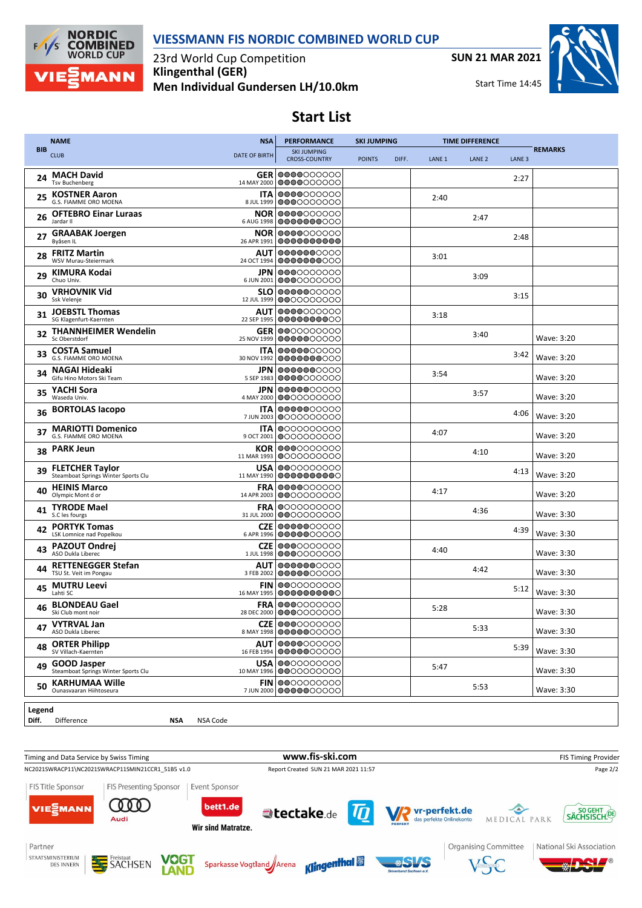# VIESSMANN FIS NORDIC COMBINED WORLD CUP

23rd World Cup Competition
**Klingenthal (GER)**
**Men Individual Gundersen LH/10.0km**

**SUN 21 MAR 2021**
Start Time 14:45

## Start List

| BIB | NAME / CLUB | NSA / DATE OF BIRTH | PERFORMANCE (SKI JUMPING / CROSS-COUNTRY) | SKI JUMPING POINTS | SKI JUMPING DIFF. | LANE 1 | LANE 2 | LANE 3 | REMARKS |
|---|---|---|---|---|---|---|---|---|---|
| 24 | **MACH David** Tsv Buchenberg | GER 14 MAY 2000 | | | | | | 2:27 | |
| 25 | **KOSTNER Aaron** G.S. FIAMME ORO MOENA | ITA 8 JUL 1999 | | | | 2:40 | | | |
| 26 | **OFTEBRO Einar Luraas** Jardar Il | NOR 6 AUG 1998 | | | | | 2:47 | | |
| 27 | **GRAABAK Joergen** Byåsen IL | NOR 26 APR 1991 | | | | | | 2:48 | |
| 28 | **FRITZ Martin** WSV Murau-Steiermark | AUT 24 OCT 1994 | | | | 3:01 | | | |
| 29 | **KIMURA Kodai** Chuo Univ. | JPN 6 JUN 2001 | | | | | 3:09 | | |
| 30 | **VRHOVNIK Vid** Ssk Velenje | SLO 12 JUL 1999 | | | | | | 3:15 | |
| 31 | **JOEBSTL Thomas** SG Klagenfurt-Kaernten | AUT 22 SEP 1995 | | | | 3:18 | | | |
| 32 | **THANNHEIMER Wendelin** Sc Oberstdorf | GER 25 NOV 1999 | | | | | 3:40 | | Wave: 3:20 |
| 33 | **COSTA Samuel** G.S. FIAMME ORO MOENA | ITA 30 NOV 1992 | | | | | | 3:42 | Wave: 3:20 |
| 34 | **NAGAI Hideaki** Gifu Hino Motors Ski Team | JPN 5 SEP 1983 | | | | 3:54 | | | Wave: 3:20 |
| 35 | **YACHI Sora** Waseda Univ. | JPN 4 MAY 2000 | | | | | 3:57 | | Wave: 3:20 |
| 36 | **BORTOLAS Iacopo** | ITA 7 JUN 2003 | | | | | | 4:06 | Wave: 3:20 |
| 37 | **MARIOTTI Domenico** G.S. FIAMME ORO MOENA | ITA 9 OCT 2001 | | | | 4:07 | | | Wave: 3:20 |
| 38 | **PARK Jeun** | KOR 11 MAR 1993 | | | | | 4:10 | | Wave: 3:20 |
| 39 | **FLETCHER Taylor** Steamboat Springs Winter Sports Clu | USA 11 MAY 1990 | | | | | | 4:13 | Wave: 3:20 |
| 40 | **HEINIS Marco** Olympic Mont d or | FRA 14 APR 2003 | | | | 4:17 | | | Wave: 3:20 |
| 41 | **TYRODE Mael** S.C les fourgs | FRA 31 JUL 2000 | | | | | 4:36 | | Wave: 3:30 |
| 42 | **PORTYK Tomas** LSK Lomnice nad Popelkou | CZE 6 APR 1996 | | | | | | 4:39 | Wave: 3:30 |
| 43 | **PAZOUT Ondrej** ASO Dukla Liberec | CZE 1 JUL 1998 | | | | 4:40 | | | Wave: 3:30 |
| 44 | **RETTENEGGER Stefan** TSU St. Veit im Pongau | AUT 3 FEB 2002 | | | | | 4:42 | | Wave: 3:30 |
| 45 | **MUTRU Leevi** Lahti SC | FIN 16 MAY 1995 | | | | | | 5:12 | Wave: 3:30 |
| 46 | **BLONDEAU Gael** Ski Club mont noir | FRA 28 DEC 2000 | | | | 5:28 | | | Wave: 3:30 |
| 47 | **VYTRVAL Jan** ASO Dukla Liberec | CZE 8 MAY 1998 | | | | | 5:33 | | Wave: 3:30 |
| 48 | **ORTER Philipp** SV Villach-Kaernten | AUT 16 FEB 1994 | | | | | | 5:39 | Wave: 3:30 |
| 49 | **GOOD Jasper** Steamboat Springs Winter Sports Clu | USA 10 MAY 1996 | | | | 5:47 | | | Wave: 3:30 |
| 50 | **KARHUMAA Wille** Ounasvaaran Hiihtoseura | FIN 7 JUN 2000 | | | | | 5:53 | | Wave: 3:30 |

**Legend**
**Diff.** Difference **NSA** NSA Code

Timing and Data Service by Swiss Timing — www.fis-ski.com — FIS Timing Provider
NC2021SWRACP11\NC2021SWRACP11SMIN21CCR1_51B5 v1.0 — Report Created SUN 21 MAR 2021 11:57

FIS Title Sponsor | FIS Presenting Sponsor | Event Sponsor
Wir sind Matratze.
Partner | Organising Committee | National Ski Association